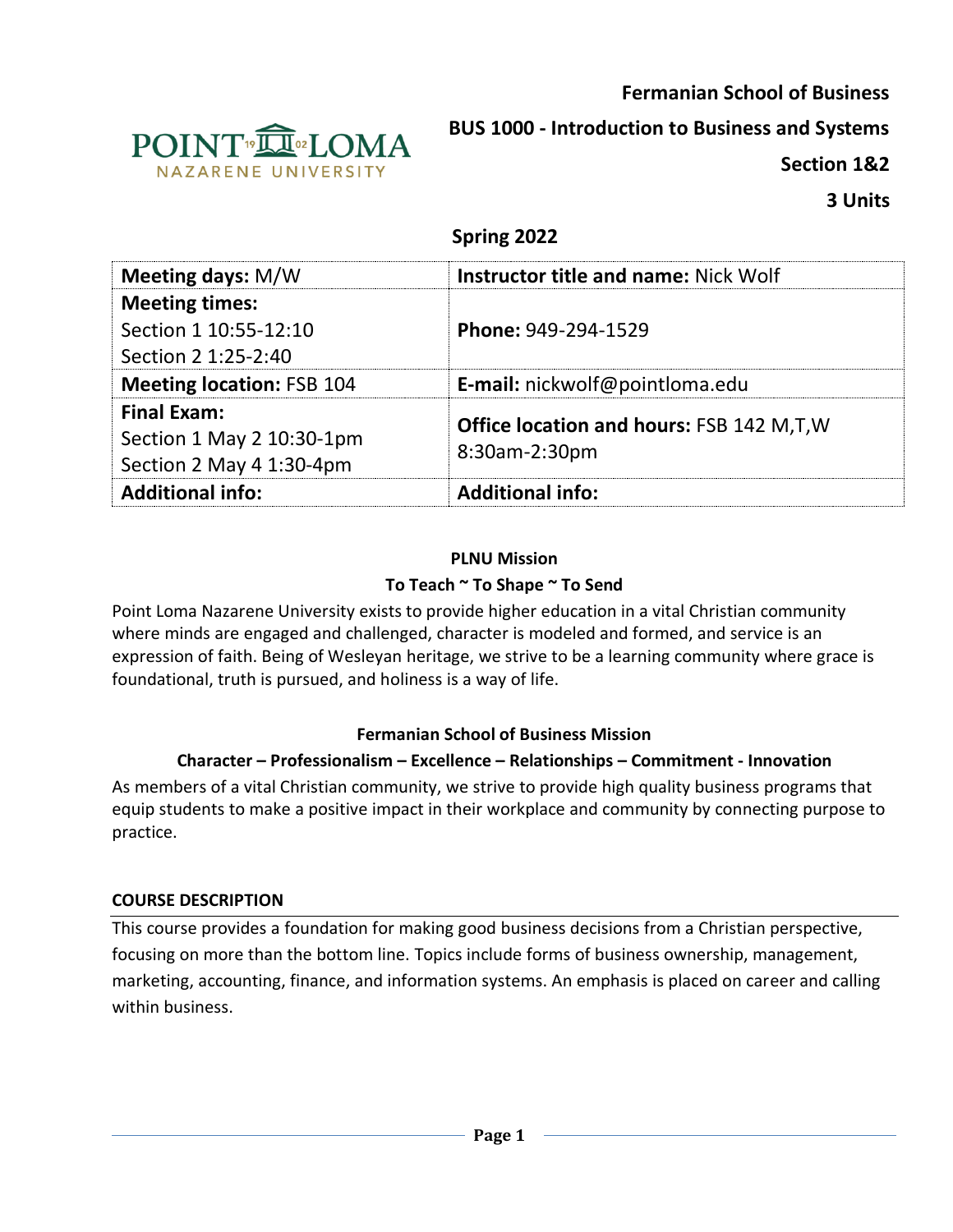**Fermanian School of Business**

**BUS 1000 - Introduction to Business and Systems**

**Section 1&2**

**3 Units**

**Spring 2022**

| **Meeting days:** M/W | **Instructor title and name:** Nick Wolf |
|---|---|
| **Meeting times:** Section 1 10:55-12:10 Section 2 1:25-2:40 | **Phone:** 949-294-1529 |
| **Meeting location:** FSB 104 | **E-mail:** nickwolf@pointloma.edu |
| **Final Exam:** Section 1 May 2 10:30-1pm Section 2 May 4 1:30-4pm | **Office location and hours:** FSB 142 M,T,W 8:30am-2:30pm |
| **Additional info:** | **Additional info:** |

**PLNU Mission**

**To Teach ~ To Shape ~ To Send**

Point Loma Nazarene University exists to provide higher education in a vital Christian community where minds are engaged and challenged, character is modeled and formed, and service is an expression of faith. Being of Wesleyan heritage, we strive to be a learning community where grace is foundational, truth is pursued, and holiness is a way of life.

**Fermanian School of Business Mission**

**Character – Professionalism – Excellence – Relationships – Commitment - Innovation**

As members of a vital Christian community, we strive to provide high quality business programs that equip students to make a positive impact in their workplace and community by connecting purpose to practice.

## COURSE DESCRIPTION

This course provides a foundation for making good business decisions from a Christian perspective, focusing on more than the bottom line. Topics include forms of business ownership, management, marketing, accounting, finance, and information systems. An emphasis is placed on career and calling within business.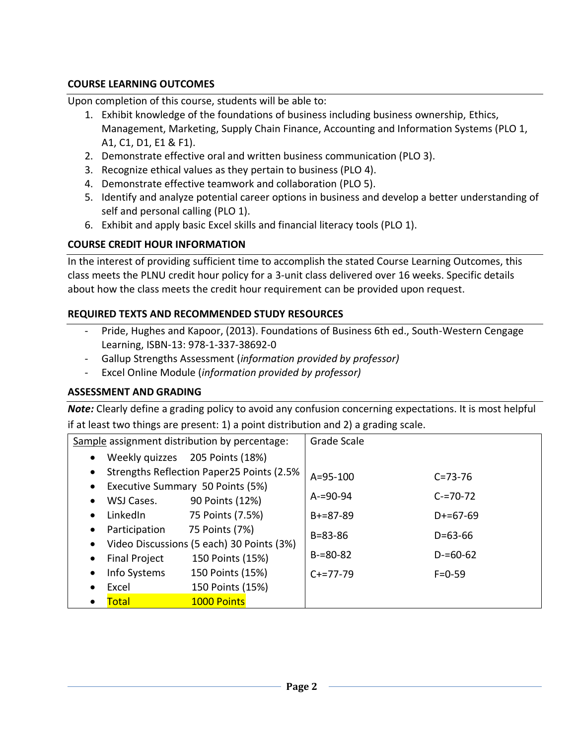**COURSE LEARNING OUTCOMES**

Upon completion of this course, students will be able to:

1. Exhibit knowledge of the foundations of business including business ownership, Ethics, Management, Marketing, Supply Chain Finance, Accounting and Information Systems (PLO 1, A1, C1, D1, E1 & F1).
2. Demonstrate effective oral and written business communication (PLO 3).
3. Recognize ethical values as they pertain to business (PLO 4).
4. Demonstrate effective teamwork and collaboration (PLO 5).
5. Identify and analyze potential career options in business and develop a better understanding of self and personal calling (PLO 1).
6. Exhibit and apply basic Excel skills and financial literacy tools (PLO 1).

**COURSE CREDIT HOUR INFORMATION**

In the interest of providing sufficient time to accomplish the stated Course Learning Outcomes, this class meets the PLNU credit hour policy for a 3-unit class delivered over 16 weeks. Specific details about how the class meets the credit hour requirement can be provided upon request.

**REQUIRED TEXTS AND RECOMMENDED STUDY RESOURCES**

- Pride, Hughes and Kapoor, (2013). Foundations of Business 6th ed., South-Western Cengage Learning, ISBN-13: 978-1-337-38692-0
- Gallup Strengths Assessment (*information provided by professor)*
- Excel Online Module (*information provided by professor)*

**ASSESSMENT AND GRADING**

***Note:*** Clearly define a grading policy to avoid any confusion concerning expectations. It is most helpful if at least two things are present: 1) a point distribution and 2) a grading scale.

| Sample assignment distribution by percentage: | Grade Scale | |
|---|---|---|
| • Weekly quizzes 205 Points (18%) | | |
| • Strengths Reflection Paper25 Points (2.5% | A=95-100 | C=73-76 |
| • Executive Summary 50 Points (5%) | | |
| • WSJ Cases. 90 Points (12%) | A-=90-94 | C-=70-72 |
| • LinkedIn 75 Points (7.5%) | B+=87-89 | D+=67-69 |
| • Participation 75 Points (7%) | B=83-86 | D=63-66 |
| • Video Discussions (5 each) 30 Points (3%) | | |
| • Final Project 150 Points (15%) | B-=80-82 | D-=60-62 |
| • Info Systems 150 Points (15%) | C+=77-79 | F=0-59 |
| • Excel 150 Points (15%) | | |
| • Total 1000 Points | | |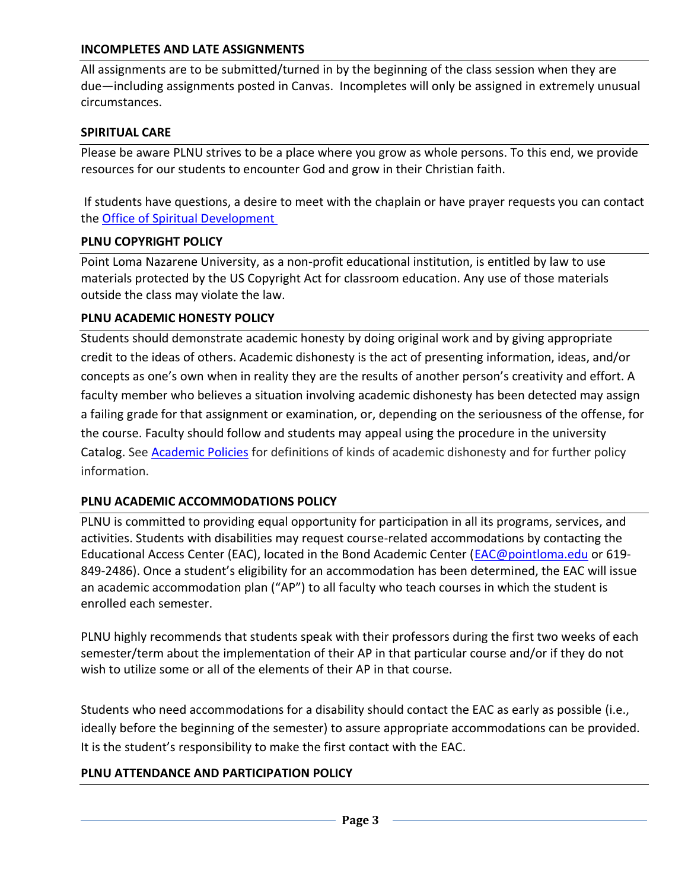### INCOMPLETES AND LATE ASSIGNMENTS

All assignments are to be submitted/turned in by the beginning of the class session when they are due—including assignments posted in Canvas. Incompletes will only be assigned in extremely unusual circumstances.

### SPIRITUAL CARE

Please be aware PLNU strives to be a place where you grow as whole persons. To this end, we provide resources for our students to encounter God and grow in their Christian faith.

If students have questions, a desire to meet with the chaplain or have prayer requests you can contact the Office of Spiritual Development

### PLNU COPYRIGHT POLICY

Point Loma Nazarene University, as a non-profit educational institution, is entitled by law to use materials protected by the US Copyright Act for classroom education. Any use of those materials outside the class may violate the law.

### PLNU ACADEMIC HONESTY POLICY

Students should demonstrate academic honesty by doing original work and by giving appropriate credit to the ideas of others. Academic dishonesty is the act of presenting information, ideas, and/or concepts as one's own when in reality they are the results of another person's creativity and effort. A faculty member who believes a situation involving academic dishonesty has been detected may assign a failing grade for that assignment or examination, or, depending on the seriousness of the offense, for the course. Faculty should follow and students may appeal using the procedure in the university Catalog. See Academic Policies for definitions of kinds of academic dishonesty and for further policy information.

### PLNU ACADEMIC ACCOMMODATIONS POLICY

PLNU is committed to providing equal opportunity for participation in all its programs, services, and activities. Students with disabilities may request course-related accommodations by contacting the Educational Access Center (EAC), located in the Bond Academic Center (EAC@pointloma.edu or 619-849-2486). Once a student's eligibility for an accommodation has been determined, the EAC will issue an academic accommodation plan ("AP") to all faculty who teach courses in which the student is enrolled each semester.

PLNU highly recommends that students speak with their professors during the first two weeks of each semester/term about the implementation of their AP in that particular course and/or if they do not wish to utilize some or all of the elements of their AP in that course.

Students who need accommodations for a disability should contact the EAC as early as possible (i.e., ideally before the beginning of the semester) to assure appropriate accommodations can be provided. It is the student's responsibility to make the first contact with the EAC.

### PLNU ATTENDANCE AND PARTICIPATION POLICY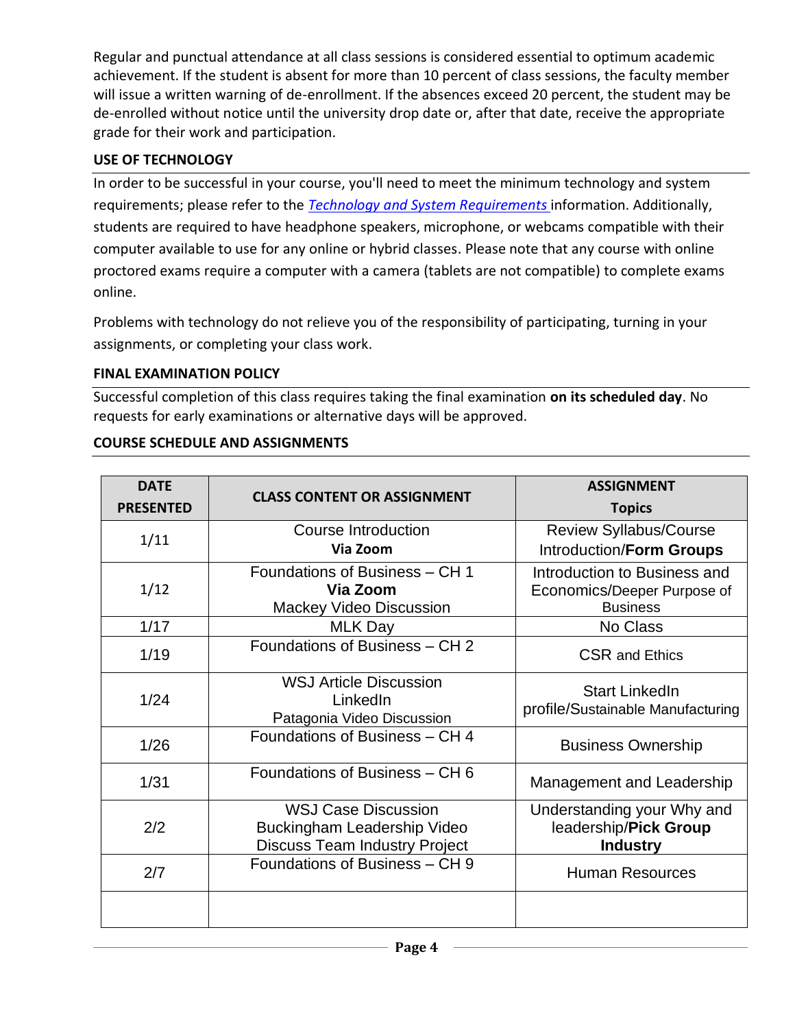Regular and punctual attendance at all class sessions is considered essential to optimum academic achievement. If the student is absent for more than 10 percent of class sessions, the faculty member will issue a written warning of de-enrollment. If the absences exceed 20 percent, the student may be de-enrolled without notice until the university drop date or, after that date, receive the appropriate grade for their work and participation.

### USE OF TECHNOLOGY

In order to be successful in your course, you'll need to meet the minimum technology and system requirements; please refer to the *Technology and System Requirements* information. Additionally, students are required to have headphone speakers, microphone, or webcams compatible with their computer available to use for any online or hybrid classes. Please note that any course with online proctored exams require a computer with a camera (tablets are not compatible) to complete exams online.

Problems with technology do not relieve you of the responsibility of participating, turning in your assignments, or completing your class work.

### FINAL EXAMINATION POLICY

Successful completion of this class requires taking the final examination **on its scheduled day**. No requests for early examinations or alternative days will be approved.

### COURSE SCHEDULE AND ASSIGNMENTS

| DATE PRESENTED | CLASS CONTENT OR ASSIGNMENT | ASSIGNMENT Topics |
|---|---|---|
| 1/11 | Course Introduction **Via Zoom** | Review Syllabus/Course Introduction/**Form Groups** |
| 1/12 | Foundations of Business – CH 1 **Via Zoom** Mackey Video Discussion | Introduction to Business and Economics/Deeper Purpose of Business |
| 1/17 | MLK Day | No Class |
| 1/19 | Foundations of Business – CH 2 | CSR and Ethics |
| 1/24 | WSJ Article Discussion LinkedIn Patagonia Video Discussion | Start LinkedIn profile/Sustainable Manufacturing |
| 1/26 | Foundations of Business – CH 4 | Business Ownership |
| 1/31 | Foundations of Business – CH 6 | Management and Leadership |
| 2/2 | WSJ Case Discussion Buckingham Leadership Video Discuss Team Industry Project | Understanding your Why and leadership/**Pick Group Industry** |
| 2/7 | Foundations of Business – CH 9 | Human Resources |
| | | |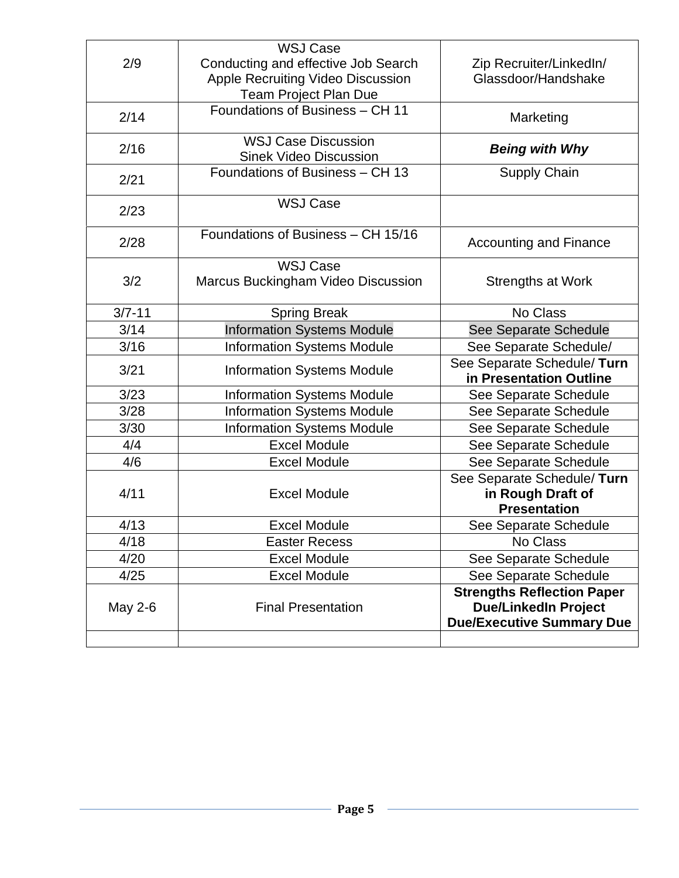| | | |
|---|---|---|
| 2/9 | WSJ Case<br>Conducting and effective Job Search<br>Apple Recruiting Video Discussion<br>Team Project Plan Due | Zip Recruiter/LinkedIn/<br>Glassdoor/Handshake |
| 2/14 | Foundations of Business – CH 11 | Marketing |
| 2/16 | WSJ Case Discussion<br>Sinek Video Discussion | ***Being with Why*** |
| 2/21 | Foundations of Business – CH 13 | Supply Chain |
| 2/23 | WSJ Case | |
| 2/28 | Foundations of Business – CH 15/16 | Accounting and Finance |
| 3/2 | WSJ Case<br>Marcus Buckingham Video Discussion | Strengths at Work |
| 3/7-11 | Spring Break | No Class |
| 3/14 | Information Systems Module | See Separate Schedule |
| 3/16 | Information Systems Module | See Separate Schedule/ |
| 3/21 | Information Systems Module | See Separate Schedule/ **Turn in Presentation Outline** |
| 3/23 | Information Systems Module | See Separate Schedule |
| 3/28 | Information Systems Module | See Separate Schedule |
| 3/30 | Information Systems Module | See Separate Schedule |
| 4/4 | Excel Module | See Separate Schedule |
| 4/6 | Excel Module | See Separate Schedule |
| 4/11 | Excel Module | See Separate Schedule/ **Turn in Rough Draft of Presentation** |
| 4/13 | Excel Module | See Separate Schedule |
| 4/18 | Easter Recess | No Class |
| 4/20 | Excel Module | See Separate Schedule |
| 4/25 | Excel Module | See Separate Schedule |
| May 2-6 | Final Presentation | **Strengths Reflection Paper Due/LinkedIn Project Due/Executive Summary Due** |
| | | |